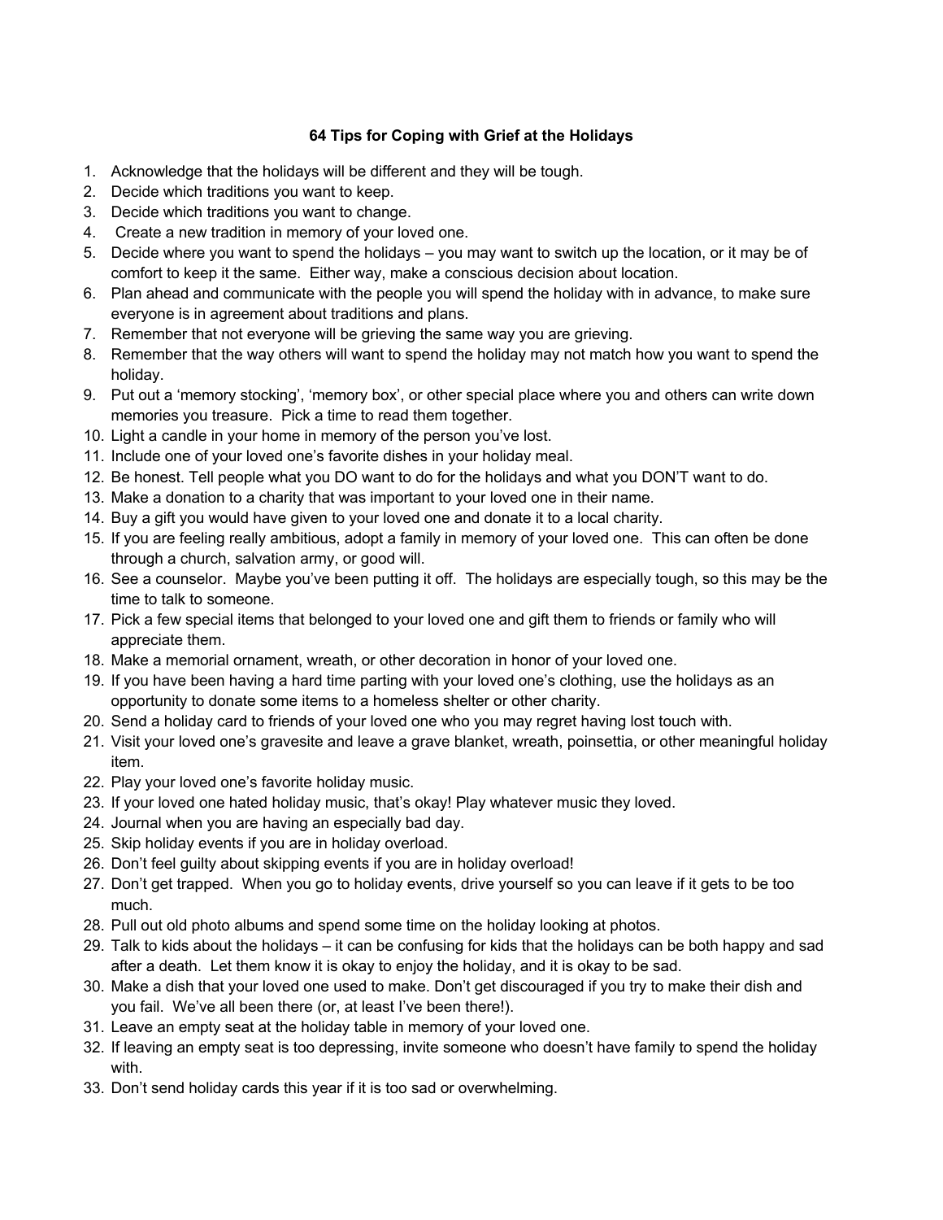**64 Tips for Coping with Grief at the Holidays**

1. Acknowledge that the holidays will be different and they will be tough.
2. Decide which traditions you want to keep.
3. Decide which traditions you want to change.
4. Create a new tradition in memory of your loved one.
5. Decide where you want to spend the holidays – you may want to switch up the location, or it may be of comfort to keep it the same. Either way, make a conscious decision about location.
6. Plan ahead and communicate with the people you will spend the holiday with in advance, to make sure everyone is in agreement about traditions and plans.
7. Remember that not everyone will be grieving the same way you are grieving.
8. Remember that the way others will want to spend the holiday may not match how you want to spend the holiday.
9. Put out a 'memory stocking', 'memory box', or other special place where you and others can write down memories you treasure. Pick a time to read them together.
10. Light a candle in your home in memory of the person you've lost.
11. Include one of your loved one's favorite dishes in your holiday meal.
12. Be honest. Tell people what you DO want to do for the holidays and what you DON'T want to do.
13. Make a donation to a charity that was important to your loved one in their name.
14. Buy a gift you would have given to your loved one and donate it to a local charity.
15. If you are feeling really ambitious, adopt a family in memory of your loved one. This can often be done through a church, salvation army, or good will.
16. See a counselor. Maybe you've been putting it off. The holidays are especially tough, so this may be the time to talk to someone.
17. Pick a few special items that belonged to your loved one and gift them to friends or family who will appreciate them.
18. Make a memorial ornament, wreath, or other decoration in honor of your loved one.
19. If you have been having a hard time parting with your loved one's clothing, use the holidays as an opportunity to donate some items to a homeless shelter or other charity.
20. Send a holiday card to friends of your loved one who you may regret having lost touch with.
21. Visit your loved one's gravesite and leave a grave blanket, wreath, poinsettia, or other meaningful holiday item.
22. Play your loved one's favorite holiday music.
23. If your loved one hated holiday music, that's okay! Play whatever music they loved.
24. Journal when you are having an especially bad day.
25. Skip holiday events if you are in holiday overload.
26. Don't feel guilty about skipping events if you are in holiday overload!
27. Don't get trapped. When you go to holiday events, drive yourself so you can leave if it gets to be too much.
28. Pull out old photo albums and spend some time on the holiday looking at photos.
29. Talk to kids about the holidays – it can be confusing for kids that the holidays can be both happy and sad after a death. Let them know it is okay to enjoy the holiday, and it is okay to be sad.
30. Make a dish that your loved one used to make. Don't get discouraged if you try to make their dish and you fail. We've all been there (or, at least I've been there!).
31. Leave an empty seat at the holiday table in memory of your loved one.
32. If leaving an empty seat is too depressing, invite someone who doesn't have family to spend the holiday with.
33. Don't send holiday cards this year if it is too sad or overwhelming.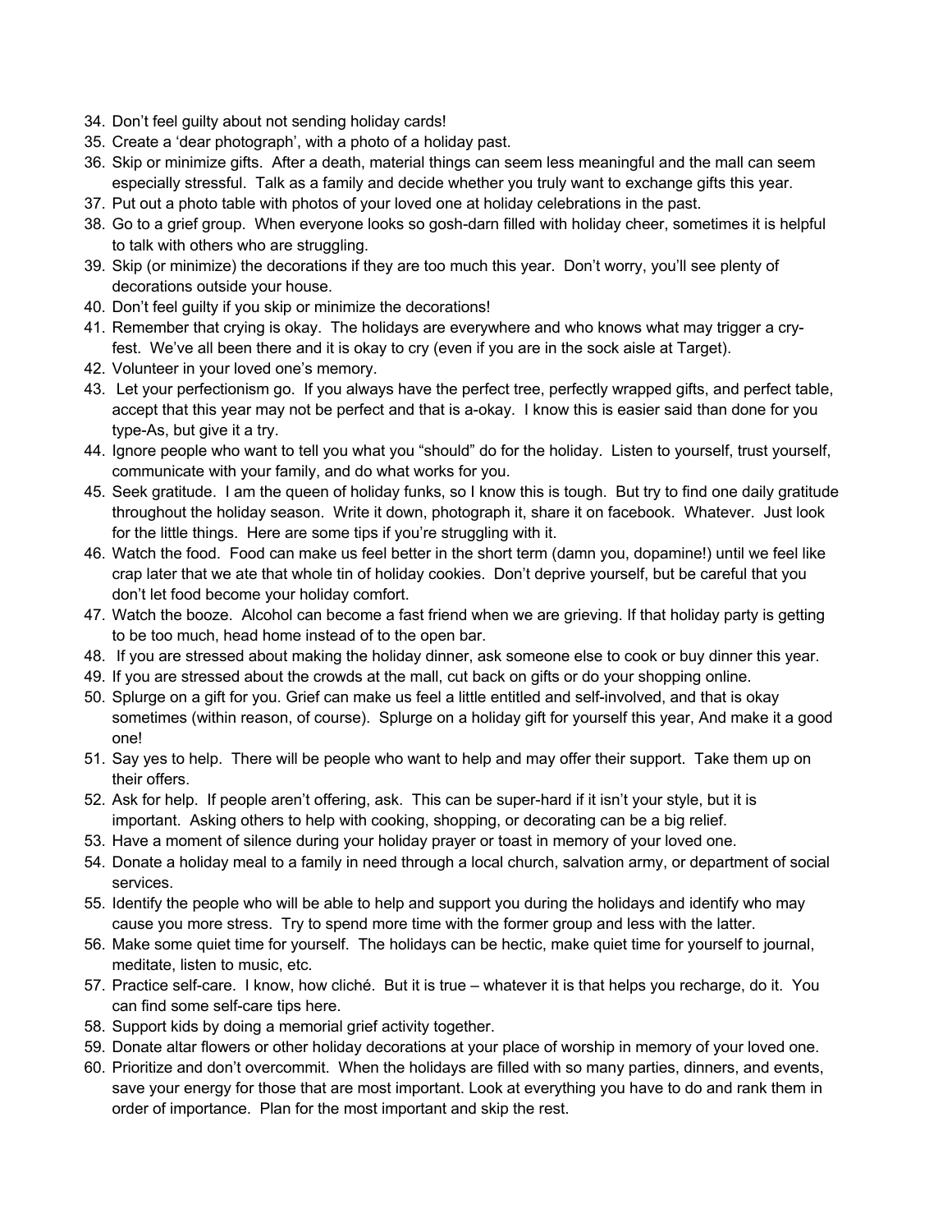34. Don't feel guilty about not sending holiday cards!
35. Create a 'dear photograph', with a photo of a holiday past.
36. Skip or minimize gifts. After a death, material things can seem less meaningful and the mall can seem especially stressful. Talk as a family and decide whether you truly want to exchange gifts this year.
37. Put out a photo table with photos of your loved one at holiday celebrations in the past.
38. Go to a grief group. When everyone looks so gosh-darn filled with holiday cheer, sometimes it is helpful to talk with others who are struggling.
39. Skip (or minimize) the decorations if they are too much this year. Don't worry, you'll see plenty of decorations outside your house.
40. Don't feel guilty if you skip or minimize the decorations!
41. Remember that crying is okay. The holidays are everywhere and who knows what may trigger a cry-fest. We've all been there and it is okay to cry (even if you are in the sock aisle at Target).
42. Volunteer in your loved one's memory.
43. Let your perfectionism go. If you always have the perfect tree, perfectly wrapped gifts, and perfect table, accept that this year may not be perfect and that is a-okay. I know this is easier said than done for you type-As, but give it a try.
44. Ignore people who want to tell you what you "should" do for the holiday. Listen to yourself, trust yourself, communicate with your family, and do what works for you.
45. Seek gratitude. I am the queen of holiday funks, so I know this is tough. But try to find one daily gratitude throughout the holiday season. Write it down, photograph it, share it on facebook. Whatever. Just look for the little things. Here are some tips if you're struggling with it.
46. Watch the food. Food can make us feel better in the short term (damn you, dopamine!) until we feel like crap later that we ate that whole tin of holiday cookies. Don't deprive yourself, but be careful that you don't let food become your holiday comfort.
47. Watch the booze. Alcohol can become a fast friend when we are grieving. If that holiday party is getting to be too much, head home instead of to the open bar.
48. If you are stressed about making the holiday dinner, ask someone else to cook or buy dinner this year.
49. If you are stressed about the crowds at the mall, cut back on gifts or do your shopping online.
50. Splurge on a gift for you. Grief can make us feel a little entitled and self-involved, and that is okay sometimes (within reason, of course). Splurge on a holiday gift for yourself this year, And make it a good one!
51. Say yes to help. There will be people who want to help and may offer their support. Take them up on their offers.
52. Ask for help. If people aren't offering, ask. This can be super-hard if it isn't your style, but it is important. Asking others to help with cooking, shopping, or decorating can be a big relief.
53. Have a moment of silence during your holiday prayer or toast in memory of your loved one.
54. Donate a holiday meal to a family in need through a local church, salvation army, or department of social services.
55. Identify the people who will be able to help and support you during the holidays and identify who may cause you more stress. Try to spend more time with the former group and less with the latter.
56. Make some quiet time for yourself. The holidays can be hectic, make quiet time for yourself to journal, meditate, listen to music, etc.
57. Practice self-care. I know, how cliché. But it is true – whatever it is that helps you recharge, do it. You can find some self-care tips here.
58. Support kids by doing a memorial grief activity together.
59. Donate altar flowers or other holiday decorations at your place of worship in memory of your loved one.
60. Prioritize and don't overcommit. When the holidays are filled with so many parties, dinners, and events, save your energy for those that are most important. Look at everything you have to do and rank them in order of importance. Plan for the most important and skip the rest.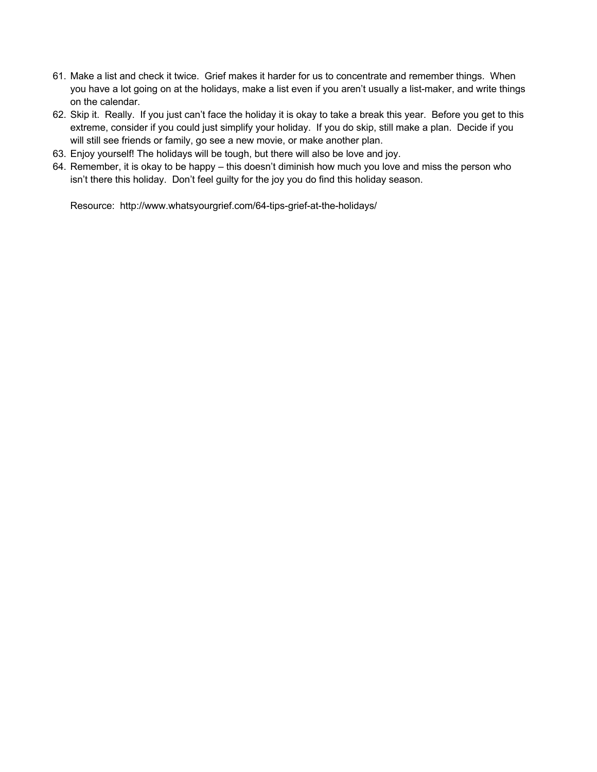61. Make a list and check it twice. Grief makes it harder for us to concentrate and remember things. When you have a lot going on at the holidays, make a list even if you aren't usually a list-maker, and write things on the calendar.
62. Skip it. Really. If you just can't face the holiday it is okay to take a break this year. Before you get to this extreme, consider if you could just simplify your holiday. If you do skip, still make a plan. Decide if you will still see friends or family, go see a new movie, or make another plan.
63. Enjoy yourself! The holidays will be tough, but there will also be love and joy.
64. Remember, it is okay to be happy – this doesn't diminish how much you love and miss the person who isn't there this holiday. Don't feel guilty for the joy you do find this holiday season.

Resource: http://www.whatsyourgrief.com/64-tips-grief-at-the-holidays/